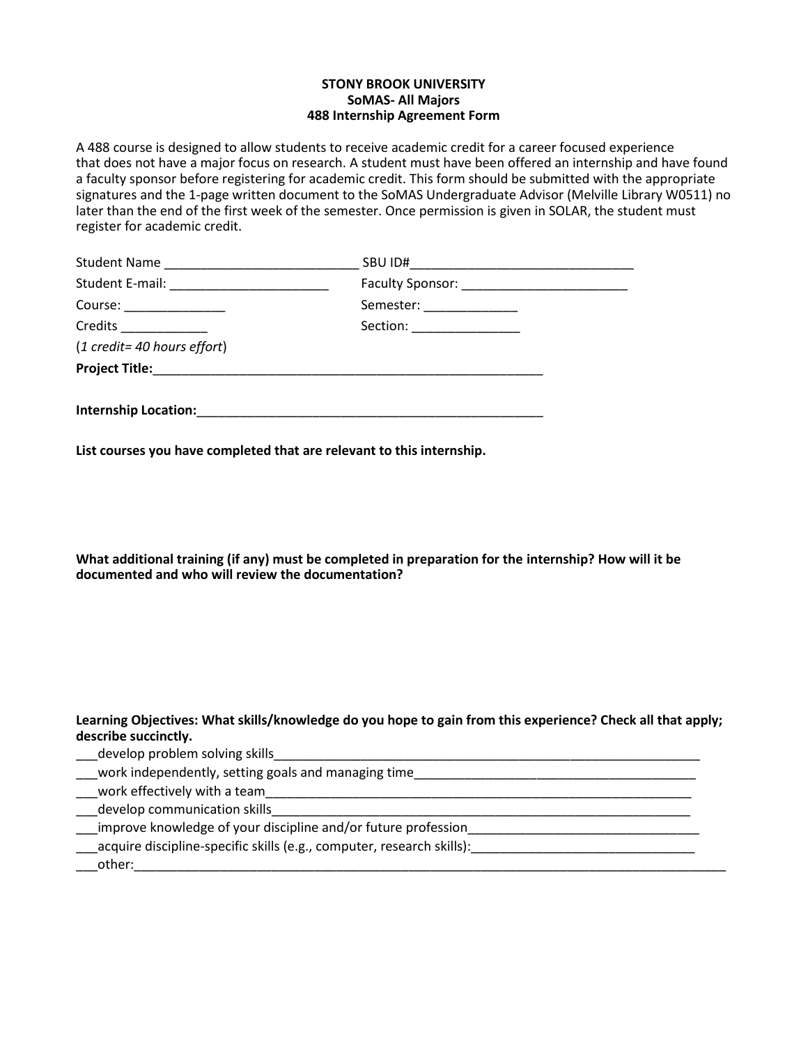**STONY BROOK UNIVERSITY**
**SoMAS- All Majors**
**488 Internship Agreement Form**

A 488 course is designed to allow students to receive academic credit for a career focused experience that does not have a major focus on research. A student must have been offered an internship and have found a faculty sponsor before registering for academic credit. This form should be submitted with the appropriate signatures and the 1-page written document to the SoMAS Undergraduate Advisor (Melville Library W0511) no later than the end of the first week of the semester. Once permission is given in SOLAR, the student must register for academic credit.

Student Name ___________________________ SBU ID#_______________________________

Student E-mail: ______________________ Faculty Sponsor: _______________________

Course: ______________ Semester: _____________

Credits ____________ Section: _______________

(*1 credit= 40 hours effort*)

**Project Title:**_______________________________________________________

**Internship Location:**__________________________________________________

**List courses you have completed that are relevant to this internship.**

**What additional training (if any) must be completed in preparation for the internship? How will it be documented and who will review the documentation?**

**Learning Objectives: What skills/knowledge do you hope to gain from this experience? Check all that apply; describe succinctly.**

___develop problem solving skills______________________________________________________________

___work independently, setting goals and managing time________________________________________

___work effectively with a team_______________________________________________________________

___develop communication skills______________________________________________________________

___improve knowledge of your discipline and/or future profession________________________________

___acquire discipline-specific skills (e.g., computer, research skills):_______________________________

___other:_________________________________________________________________________________________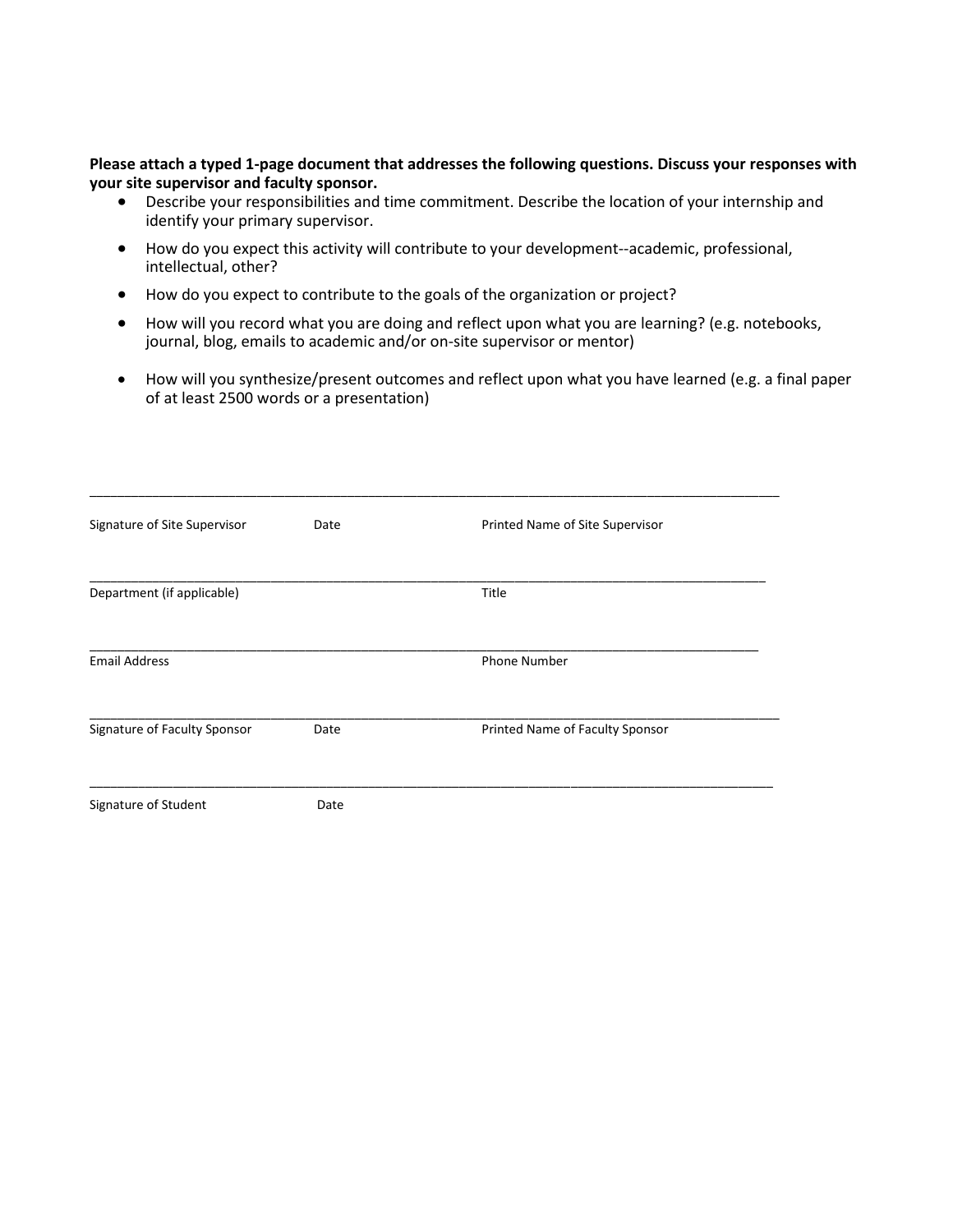**Please attach a typed 1-page document that addresses the following questions. Discuss your responses with your site supervisor and faculty sponsor.**

- Describe your responsibilities and time commitment. Describe the location of your internship and identify your primary supervisor.
- How do you expect this activity will contribute to your development--academic, professional, intellectual, other?
- How do you expect to contribute to the goals of the organization or project?
- How will you record what you are doing and reflect upon what you are learning? (e.g. notebooks, journal, blog, emails to academic and/or on-site supervisor or mentor)
- How will you synthesize/present outcomes and reflect upon what you have learned (e.g. a final paper of at least 2500 words or a presentation)

\_\_\_\_\_\_\_\_\_\_\_\_\_\_\_\_\_\_\_\_\_\_\_\_\_\_\_\_\_\_\_\_\_\_\_\_\_\_\_\_\_\_\_\_\_\_\_\_\_\_\_\_\_\_\_\_\_\_\_\_\_\_\_\_\_\_\_\_\_\_\_\_\_\_\_\_\_\_

Signature of Site Supervisor &nbsp;&nbsp;&nbsp;&nbsp; Date &nbsp;&nbsp;&nbsp;&nbsp; Printed Name of Site Supervisor

\_\_\_\_\_\_\_\_\_\_\_\_\_\_\_\_\_\_\_\_\_\_\_\_\_\_\_\_\_\_\_\_\_\_\_\_\_\_\_\_\_\_\_\_\_\_\_\_\_\_\_\_\_\_\_\_\_\_\_\_\_\_\_\_\_\_\_\_\_\_\_\_\_\_\_\_\_\_

Department (if applicable) &nbsp;&nbsp;&nbsp;&nbsp; Title

\_\_\_\_\_\_\_\_\_\_\_\_\_\_\_\_\_\_\_\_\_\_\_\_\_\_\_\_\_\_\_\_\_\_\_\_\_\_\_\_\_\_\_\_\_\_\_\_\_\_\_\_\_\_\_\_\_\_\_\_\_\_\_\_\_\_\_\_\_\_\_\_\_\_\_\_\_\_

Email Address &nbsp;&nbsp;&nbsp;&nbsp; Phone Number

\_\_\_\_\_\_\_\_\_\_\_\_\_\_\_\_\_\_\_\_\_\_\_\_\_\_\_\_\_\_\_\_\_\_\_\_\_\_\_\_\_\_\_\_\_\_\_\_\_\_\_\_\_\_\_\_\_\_\_\_\_\_\_\_\_\_\_\_\_\_\_\_\_\_\_\_\_\_

Signature of Faculty Sponsor &nbsp;&nbsp;&nbsp;&nbsp; Date &nbsp;&nbsp;&nbsp;&nbsp; Printed Name of Faculty Sponsor

\_\_\_\_\_\_\_\_\_\_\_\_\_\_\_\_\_\_\_\_\_\_\_\_\_\_\_\_\_\_\_\_\_\_\_\_\_\_\_\_\_\_\_\_\_\_\_\_\_\_\_\_\_\_\_\_\_\_\_\_\_\_\_\_\_\_\_\_\_\_\_\_\_\_\_\_\_\_

Signature of Student &nbsp;&nbsp;&nbsp;&nbsp; Date